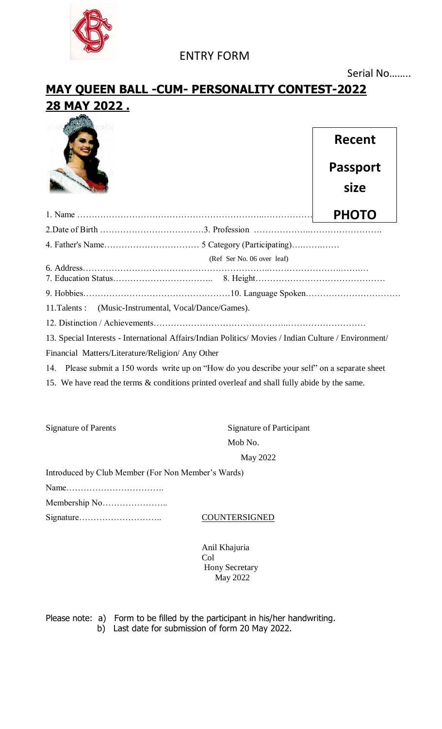ENTRY FORM

Serial No……..

# MAY QUEEN BALL -CUM- PERSONALITY CONTEST-2022

## 28 MAY 2022 .

Recent Passport size PHOTO

1. Name ……………………………………………………………..………………

2.Date of Birth ………………………………3. Profession ………………..…………………….

4. Father's Name…………………………… 5 Category (Participating)….……..……

(Ref Ser No. 06 over leaf)

6. Address……………………………………………………..………………………..……..…

7. Education Status…………………………….. 8. Height………………………………………

9. Hobbies……………………………………………10. Language Spoken……………………………

11.Talents : (Music-Instrumental, Vocal/Dance/Games).

12. Distinction / Achievements……………………………………..………………………

13. Special Interests - International Affairs/Indian Politics/ Movies / Indian Culture / Environment/ Financial Matters/Literature/Religion/ Any Other

14. Please submit a 150 words write up on "How do you describe your self" on a separate sheet

15. We have read the terms & conditions printed overleaf and shall fully abide by the same.

Signature of Parents

Signature of Participant

Mob No.

May 2022

Introduced by Club Member (For Non Member's Wards)

Name…………………………….

Membership No…………………..

Signature………………………..

COUNTERSIGNED

Anil Khajuria
Col
Hony Secretary
May 2022

Please note: a) Form to be filled by the participant in his/her handwriting.
b) Last date for submission of form 20 May 2022.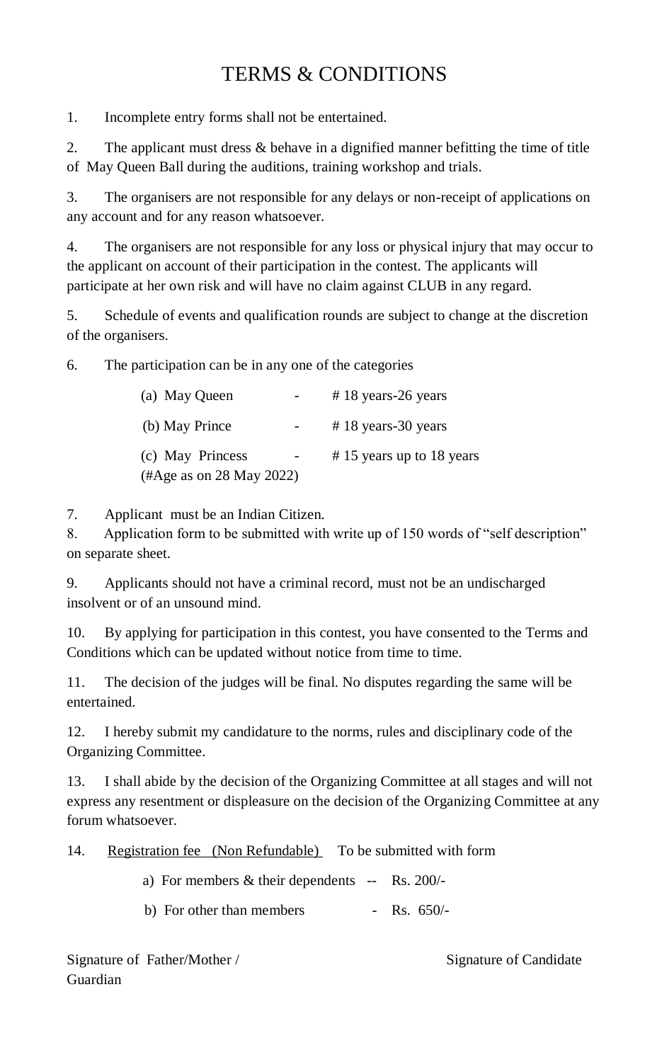# TERMS & CONDITIONS

1. Incomplete entry forms shall not be entertained.

2. The applicant must dress & behave in a dignified manner befitting the time of title of May Queen Ball during the auditions, training workshop and trials.

3. The organisers are not responsible for any delays or non-receipt of applications on any account and for any reason whatsoever.

4. The organisers are not responsible for any loss or physical injury that may occur to the applicant on account of their participation in the contest. The applicants will participate at her own risk and will have no claim against CLUB in any regard.

5. Schedule of events and qualification rounds are subject to change at the discretion of the organisers.

6. The participation can be in any one of the categories

| | | |
|---|---|---|
| (a) May Queen | - | # 18 years-26 years |
| (b) May Prince | - | # 18 years-30 years |
| (c) May Princess | - | # 15 years up to 18 years |

(#Age as on 28 May 2022)

7. Applicant must be an Indian Citizen.

8. Application form to be submitted with write up of 150 words of "self description" on separate sheet.

9. Applicants should not have a criminal record, must not be an undischarged insolvent or of an unsound mind.

10. By applying for participation in this contest, you have consented to the Terms and Conditions which can be updated without notice from time to time.

11. The decision of the judges will be final. No disputes regarding the same will be entertained.

12. I hereby submit my candidature to the norms, rules and disciplinary code of the Organizing Committee.

13. I shall abide by the decision of the Organizing Committee at all stages and will not express any resentment or displeasure on the decision of the Organizing Committee at any forum whatsoever.

14. Registration fee (Non Refundable) To be submitted with form

a) For members & their dependents -- Rs. 200/-

b) For other than members - Rs. 650/-

Signature of Father/Mother / Guardian

Signature of Candidate